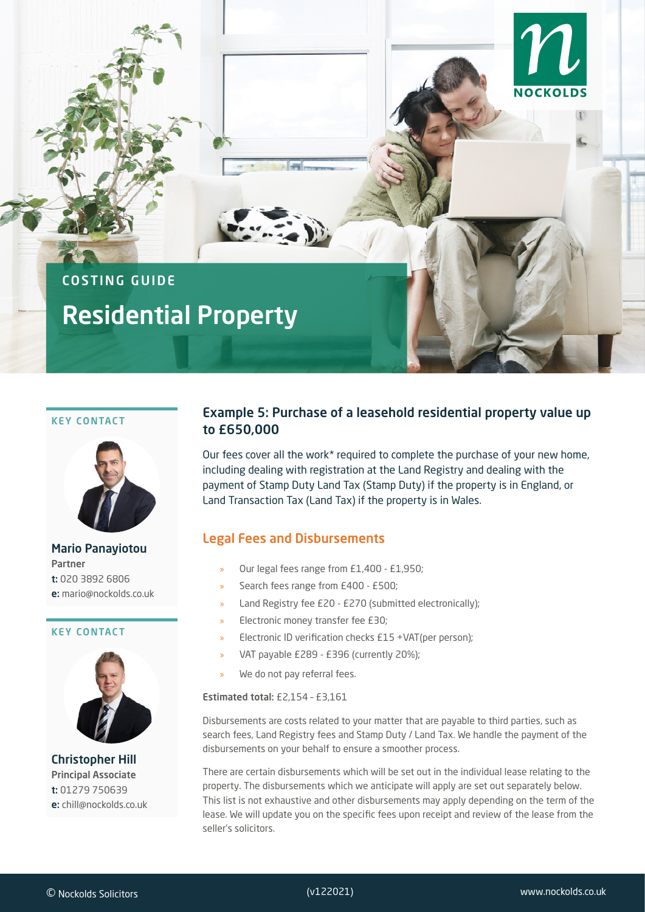NOCKOLDS

COSTING GUIDE

# Residential Property

KEY CONTACT

**Mario Panayiotou**
Partner
**t:** 020 3892 6806
**e:** mario@nockolds.co.uk

KEY CONTACT

**Christopher Hill**
Principal Associate
**t:** 01279 750639
**e:** chill@nockolds.co.uk

## Example 5: Purchase of a leasehold residential property value up to £650,000

Our fees cover all the work* required to complete the purchase of your new home, including dealing with registration at the Land Registry and dealing with the payment of Stamp Duty Land Tax (Stamp Duty) if the property is in England, or Land Transaction Tax (Land Tax) if the property is in Wales.

### Legal Fees and Disbursements

- Our legal fees range from £1,400 - £1,950;
- Search fees range from £400 - £500;
- Land Registry fee £20 - £270 (submitted electronically);
- Electronic money transfer fee £30;
- Electronic ID verification checks £15 +VAT(per person);
- VAT payable £289 - £396 (currently 20%);
- We do not pay referral fees.

**Estimated total:** £2,154 – £3,161

Disbursements are costs related to your matter that are payable to third parties, such as search fees, Land Registry fees and Stamp Duty / Land Tax. We handle the payment of the disbursements on your behalf to ensure a smoother process.

There are certain disbursements which will be set out in the individual lease relating to the property. The disbursements which we anticipate will apply are set out separately below. This list is not exhaustive and other disbursements may apply depending on the term of the lease. We will update you on the specific fees upon receipt and review of the lease from the seller's solicitors.

© Nockolds Solicitors (v122021) www.nockolds.co.uk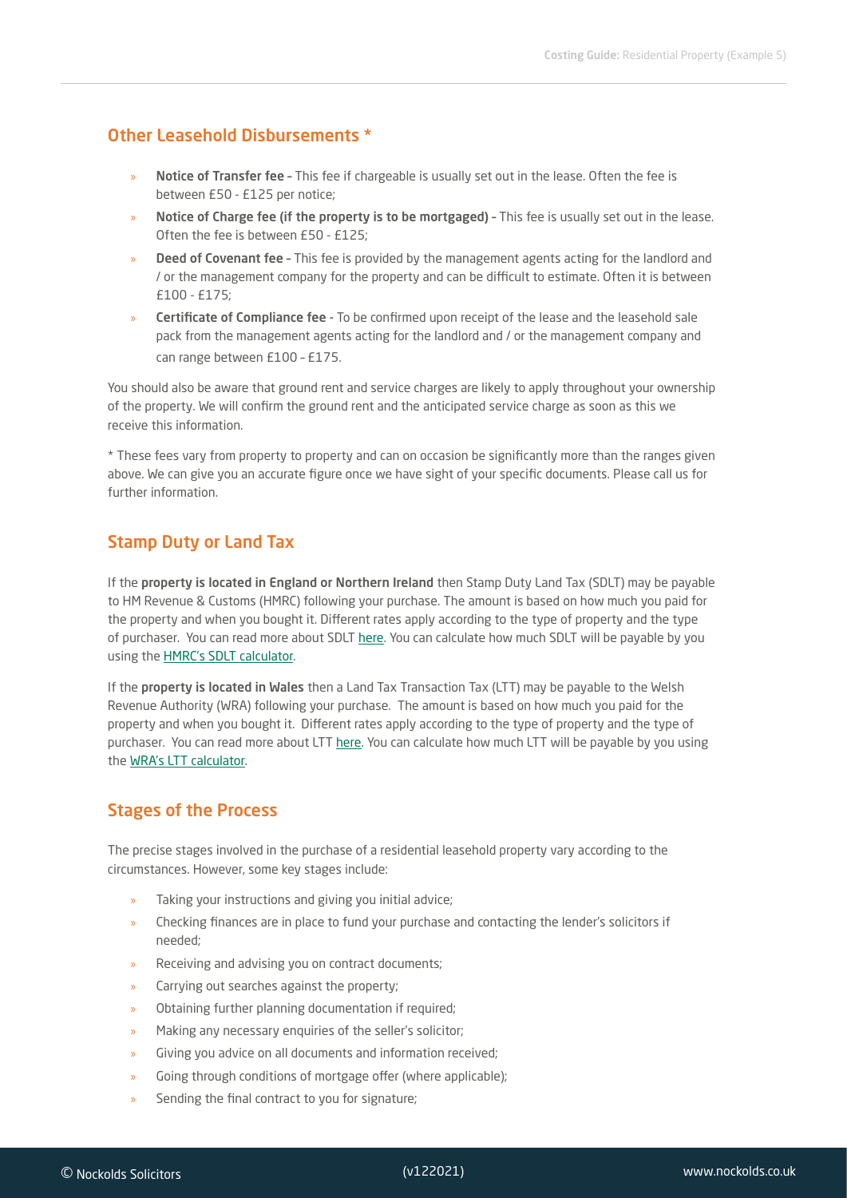## Other Leasehold Disbursements *

- **Notice of Transfer fee –** This fee if chargeable is usually set out in the lease. Often the fee is between £50 - £125 per notice;
- **Notice of Charge fee (if the property is to be mortgaged) –** This fee is usually set out in the lease. Often the fee is between £50 - £125;
- **Deed of Covenant fee –** This fee is provided by the management agents acting for the landlord and / or the management company for the property and can be difficult to estimate. Often it is between £100 - £175;
- **Certificate of Compliance fee** - To be confirmed upon receipt of the lease and the leasehold sale pack from the management agents acting for the landlord and / or the management company and can range between £100 – £175.

You should also be aware that ground rent and service charges are likely to apply throughout your ownership of the property. We will confirm the ground rent and the anticipated service charge as soon as this we receive this information.

* These fees vary from property to property and can on occasion be significantly more than the ranges given above. We can give you an accurate figure once we have sight of your specific documents. Please call us for further information.

## Stamp Duty or Land Tax

If the **property is located in England or Northern Ireland** then Stamp Duty Land Tax (SDLT) may be payable to HM Revenue & Customs (HMRC) following your purchase. The amount is based on how much you paid for the property and when you bought it. Different rates apply according to the type of property and the type of purchaser. You can read more about SDLT here. You can calculate how much SDLT will be payable by you using the HMRC's SDLT calculator.

If the **property is located in Wales** then a Land Tax Transaction Tax (LTT) may be payable to the Welsh Revenue Authority (WRA) following your purchase. The amount is based on how much you paid for the property and when you bought it. Different rates apply according to the type of property and the type of purchaser. You can read more about LTT here. You can calculate how much LTT will be payable by you using the WRA's LTT calculator.

## Stages of the Process

The precise stages involved in the purchase of a residential leasehold property vary according to the circumstances. However, some key stages include:

- Taking your instructions and giving you initial advice;
- Checking finances are in place to fund your purchase and contacting the lender's solicitors if needed;
- Receiving and advising you on contract documents;
- Carrying out searches against the property;
- Obtaining further planning documentation if required;
- Making any necessary enquiries of the seller's solicitor;
- Giving you advice on all documents and information received;
- Going through conditions of mortgage offer (where applicable);
- Sending the final contract to you for signature;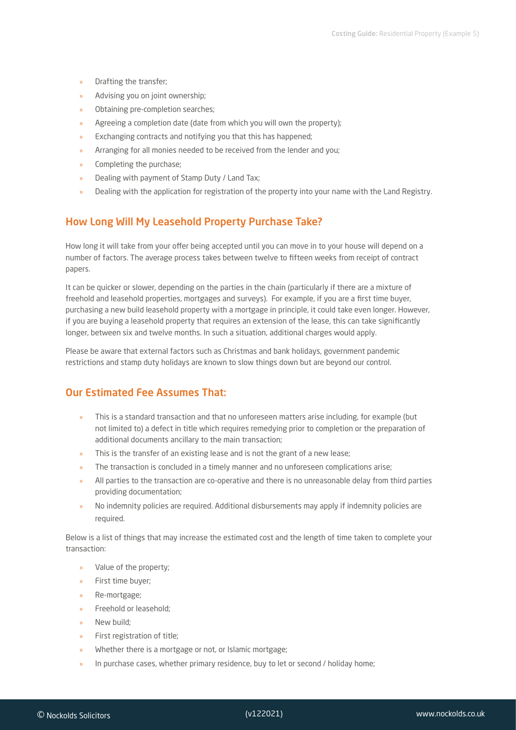- Drafting the transfer;
- Advising you on joint ownership;
- Obtaining pre-completion searches;
- Agreeing a completion date (date from which you will own the property);
- Exchanging contracts and notifying you that this has happened;
- Arranging for all monies needed to be received from the lender and you;
- Completing the purchase;
- Dealing with payment of Stamp Duty / Land Tax;
- Dealing with the application for registration of the property into your name with the Land Registry.

## How Long Will My Leasehold Property Purchase Take?

How long it will take from your offer being accepted until you can move in to your house will depend on a number of factors. The average process takes between twelve to fifteen weeks from receipt of contract papers.

It can be quicker or slower, depending on the parties in the chain (particularly if there are a mixture of freehold and leasehold properties, mortgages and surveys). For example, if you are a first time buyer, purchasing a new build leasehold property with a mortgage in principle, it could take even longer. However, if you are buying a leasehold property that requires an extension of the lease, this can take significantly longer, between six and twelve months. In such a situation, additional charges would apply.

Please be aware that external factors such as Christmas and bank holidays, government pandemic restrictions and stamp duty holidays are known to slow things down but are beyond our control.

## Our Estimated Fee Assumes That:

- This is a standard transaction and that no unforeseen matters arise including, for example (but not limited to) a defect in title which requires remedying prior to completion or the preparation of additional documents ancillary to the main transaction;
- This is the transfer of an existing lease and is not the grant of a new lease;
- The transaction is concluded in a timely manner and no unforeseen complications arise;
- All parties to the transaction are co-operative and there is no unreasonable delay from third parties providing documentation;
- No indemnity policies are required. Additional disbursements may apply if indemnity policies are required.

Below is a list of things that may increase the estimated cost and the length of time taken to complete your transaction:

- Value of the property;
- First time buyer;
- Re-mortgage;
- Freehold or leasehold;
- New build;
- First registration of title;
- Whether there is a mortgage or not, or Islamic mortgage;
- In purchase cases, whether primary residence, buy to let or second / holiday home;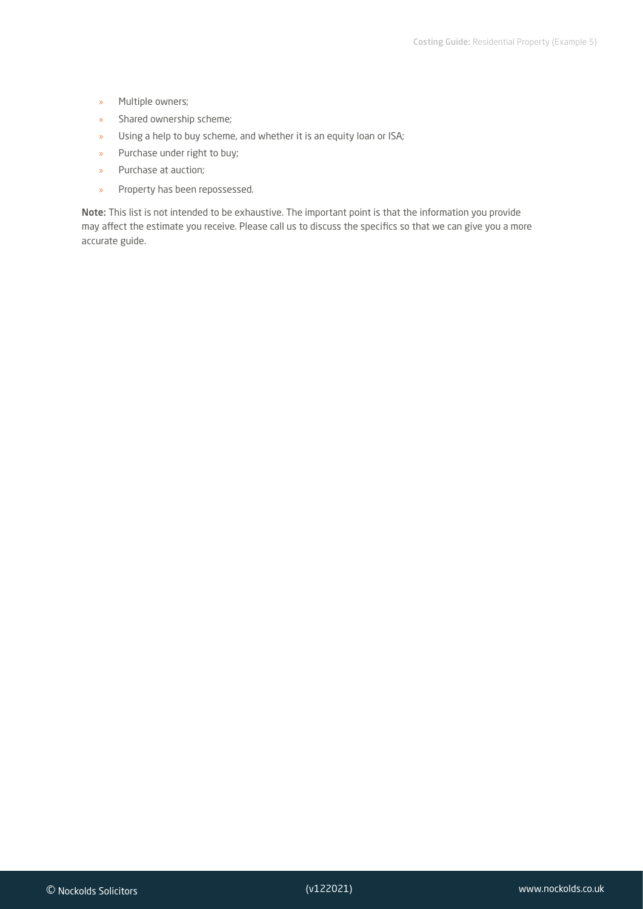- Multiple owners;
- Shared ownership scheme;
- Using a help to buy scheme, and whether it is an equity loan or ISA;
- Purchase under right to buy;
- Purchase at auction;
- Property has been repossessed.

**Note:** This list is not intended to be exhaustive. The important point is that the information you provide may affect the estimate you receive. Please call us to discuss the specifics so that we can give you a more accurate guide.